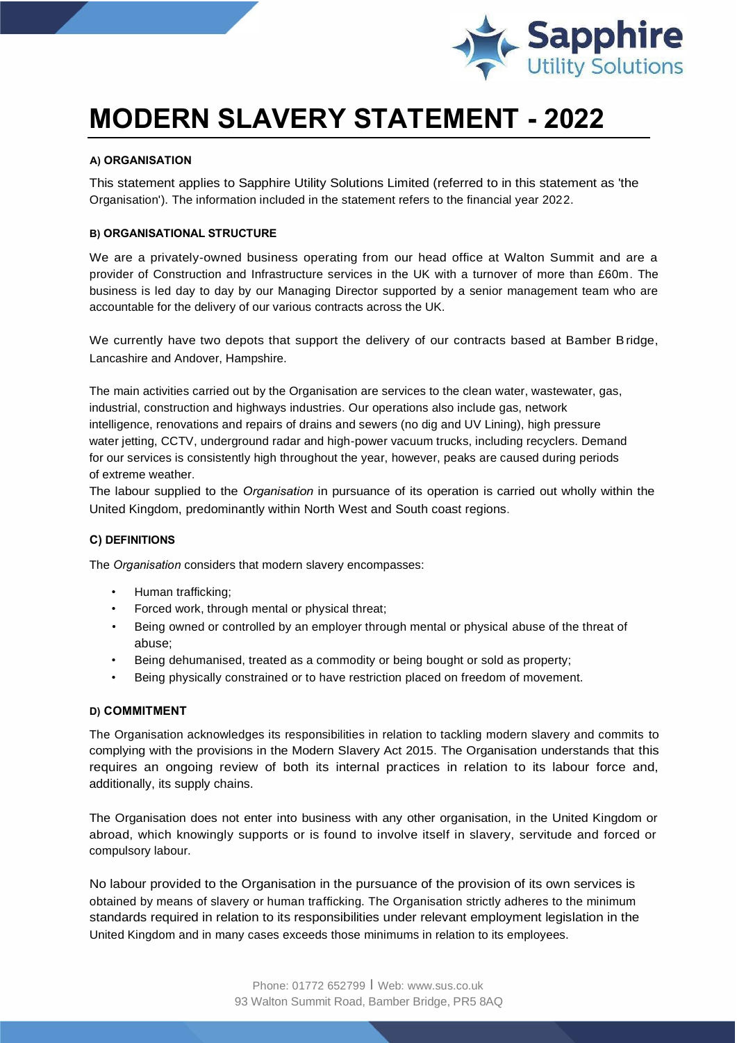# MODERN SLAVERY STATEMENT - 2022

#### A) ORGANISATION

This statement applies to Sapphire Utility Solutions Limited (referred to in this statement as 'the Organisation'). The information included in the statement refers to the financial year 2022.

#### B) ORGANISATIONAL STRUCTURE

We are a privately-owned business operating from our head office at Walton Summit and are a provider of Construction and Infrastructure services in the UK with a turnover of more than £60m. The business is led day to day by our Managing Director supported by a senior management team who are accountable for the delivery of our various contracts across the UK.

We currently have two depots that support the delivery of our contracts based at Bamber Bridge, Lancashire and Andover, Hampshire.

The main activities carried out by the Organisation are services to the clean water, wastewater, gas, industrial, construction and highways industries. Our operations also include gas, network intelligence, renovations and repairs of drains and sewers (no dig and UV Lining), high pressure water jetting, CCTV, underground radar and high-power vacuum trucks, including recyclers. Demand for our services is consistently high throughout the year, however, peaks are caused during periods of extreme weather.

The labour supplied to the *Organisation* in pursuance of its operation is carried out wholly within the United Kingdom, predominantly within North West and South coast regions.

#### C) DEFINITIONS

The *Organisation* considers that modern slavery encompasses:

- Human trafficking;
- Forced work, through mental or physical threat;
- Being owned or controlled by an employer through mental or physical abuse of the threat of abuse;
- Being dehumanised, treated as a commodity or being bought or sold as property;
- Being physically constrained or to have restriction placed on freedom of movement.

#### D) COMMITMENT

The Organisation acknowledges its responsibilities in relation to tackling modern slavery and commits to complying with the provisions in the Modern Slavery Act 2015. The Organisation understands that this requires an ongoing review of both its internal practices in relation to its labour force and, additionally, its supply chains.

The Organisation does not enter into business with any other organisation, in the United Kingdom or abroad, which knowingly supports or is found to involve itself in slavery, servitude and forced or compulsory labour.

No labour provided to the Organisation in the pursuance of the provision of its own services is obtained by means of slavery or human trafficking. The Organisation strictly adheres to the minimum standards required in relation to its responsibilities under relevant employment legislation in the United Kingdom and in many cases exceeds those minimums in relation to its employees.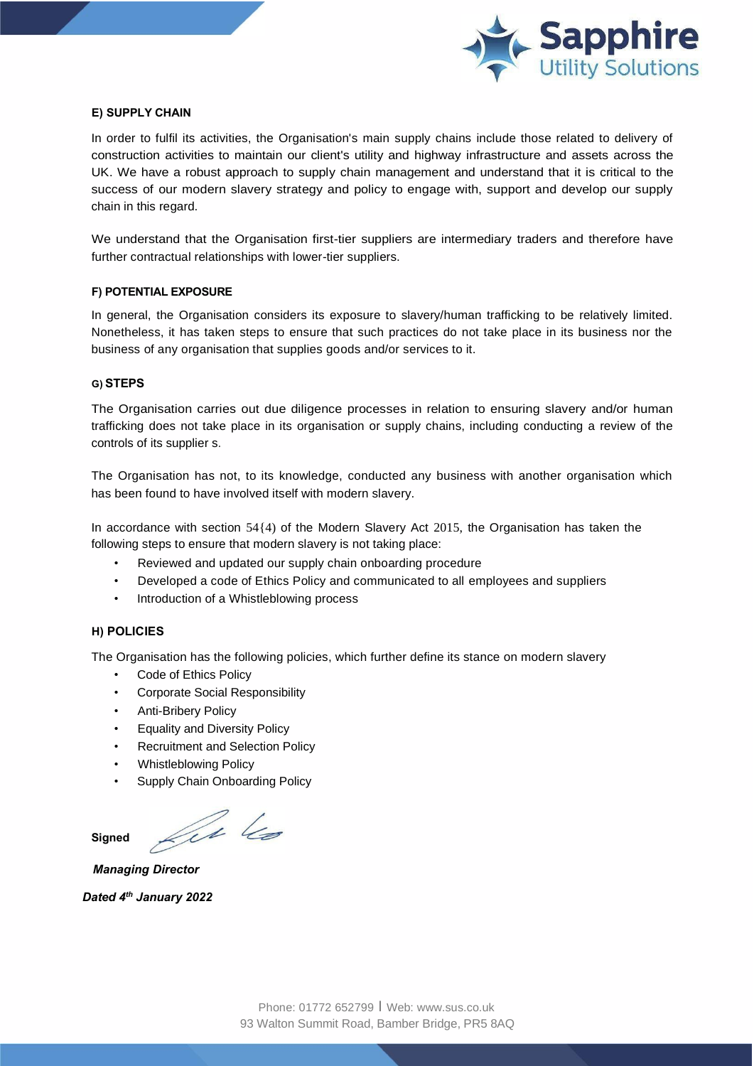#### E) SUPPLY CHAIN

In order to fulfil its activities, the Organisation's main supply chains include those related to delivery of construction activities to maintain our client's utility and highway infrastructure and assets across the UK. We have a robust approach to supply chain management and understand that it is critical to the success of our modern slavery strategy and policy to engage with, support and develop our supply chain in this regard.

We understand that the Organisation first-tier suppliers are intermediary traders and therefore have further contractual relationships with lower-tier suppliers.

#### F) POTENTIAL EXPOSURE

In general, the Organisation considers its exposure to slavery/human trafficking to be relatively limited. Nonetheless, it has taken steps to ensure that such practices do not take place in its business nor the business of any organisation that supplies goods and/or services to it.

#### G) STEPS

The Organisation carries out due diligence processes in relation to ensuring slavery and/or human trafficking does not take place in its organisation or supply chains, including conducting a review of the controls of its supplier s.

The Organisation has not, to its knowledge, conducted any business with another organisation which has been found to have involved itself with modern slavery.

In accordance with section 54{4) of the Modern Slavery Act 2015, the Organisation has taken the following steps to ensure that modern slavery is not taking place:

- Reviewed and updated our supply chain onboarding procedure
- Developed a code of Ethics Policy and communicated to all employees and suppliers
- Introduction of a Whistleblowing process

#### H) POLICIES

The Organisation has the following policies, which further define its stance on modern slavery

- Code of Ethics Policy
- Corporate Social Responsibility
- Anti-Bribery Policy
- Equality and Diversity Policy
- Recruitment and Selection Policy
- Whistleblowing Policy
- Supply Chain Onboarding Policy

**Signed**

***Managing Director***

***Dated 4th January 2022***

Phone: 01772 652799 | Web: www.sus.co.uk
93 Walton Summit Road, Bamber Bridge, PR5 8AQ